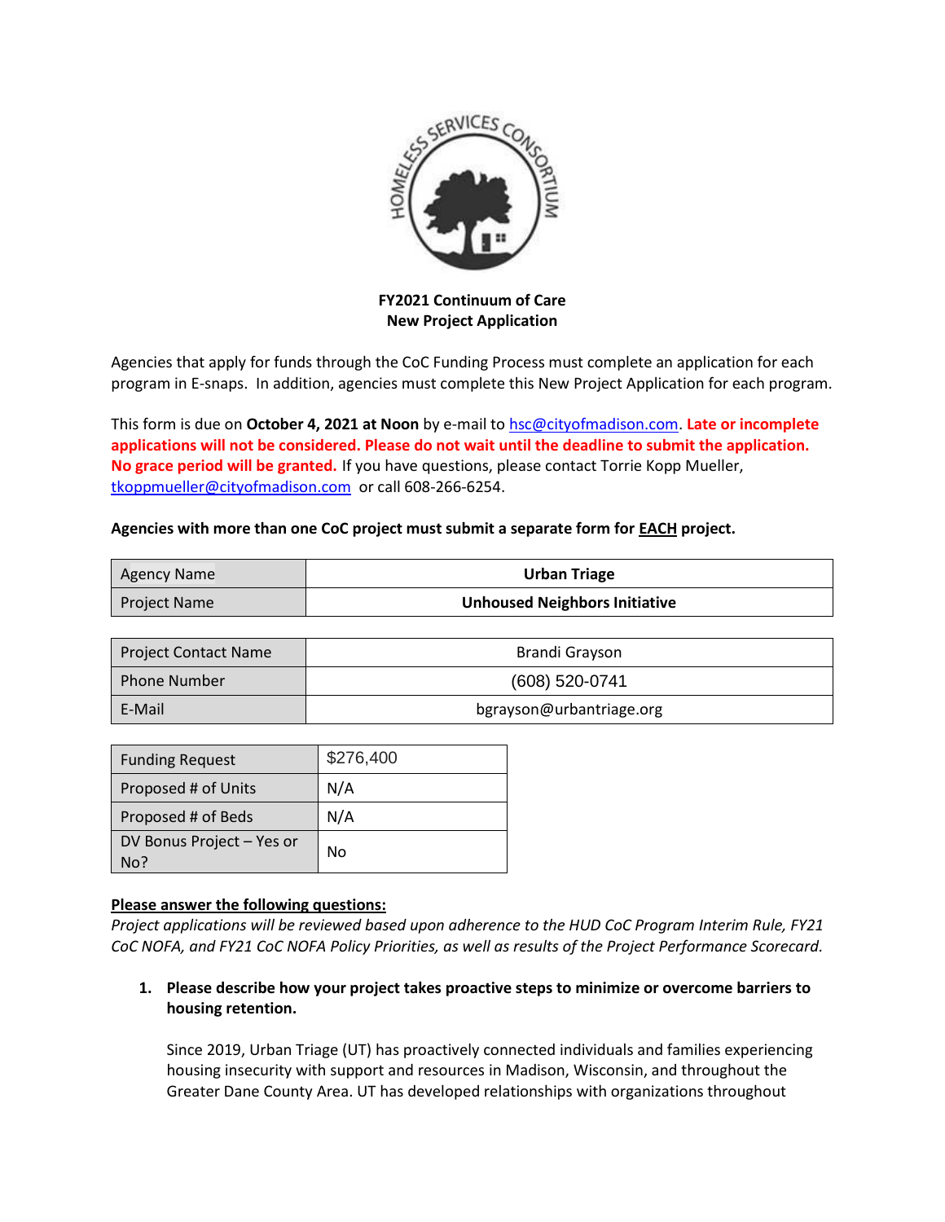**FY2021 Continuum of Care**
**New Project Application**

Agencies that apply for funds through the CoC Funding Process must complete an application for each program in E-snaps. In addition, agencies must complete this New Project Application for each program.

This form is due on **October 4, 2021 at Noon** by e-mail to hsc@cityofmadison.com. **Late or incomplete applications will not be considered. Please do not wait until the deadline to submit the application. No grace period will be granted.** If you have questions, please contact Torrie Kopp Mueller, tkoppmueller@cityofmadison.com or call 608-266-6254.

**Agencies with more than one CoC project must submit a separate form for EACH project.**

| Agency Name | **Urban Triage** |
|---|---|
| Project Name | **Unhoused Neighbors Initiative** |

| Project Contact Name | Brandi Grayson |
|---|---|
| Phone Number | (608) 520-0741 |
| E-Mail | bgrayson@urbantriage.org |

| Funding Request | $276,400 |
|---|---|
| Proposed # of Units | N/A |
| Proposed # of Beds | N/A |
| DV Bonus Project – Yes or No? | No |

**Please answer the following questions:**

*Project applications will be reviewed based upon adherence to the HUD CoC Program Interim Rule, FY21 CoC NOFA, and FY21 CoC NOFA Policy Priorities, as well as results of the Project Performance Scorecard.*

1. **Please describe how your project takes proactive steps to minimize or overcome barriers to housing retention.**

   Since 2019, Urban Triage (UT) has proactively connected individuals and families experiencing housing insecurity with support and resources in Madison, Wisconsin, and throughout the Greater Dane County Area. UT has developed relationships with organizations throughout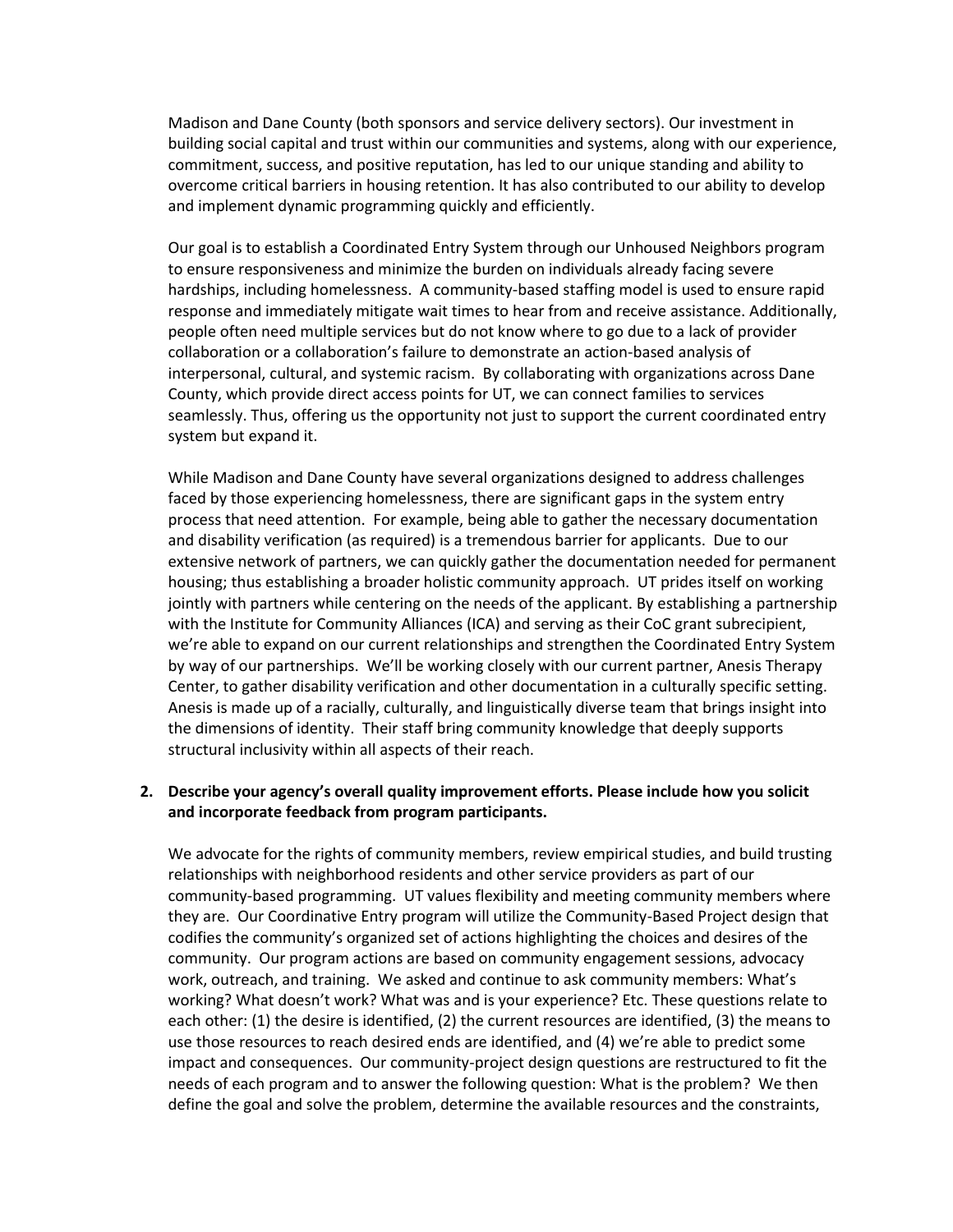Madison and Dane County (both sponsors and service delivery sectors). Our investment in building social capital and trust within our communities and systems, along with our experience, commitment, success, and positive reputation, has led to our unique standing and ability to overcome critical barriers in housing retention. It has also contributed to our ability to develop and implement dynamic programming quickly and efficiently.

Our goal is to establish a Coordinated Entry System through our Unhoused Neighbors program to ensure responsiveness and minimize the burden on individuals already facing severe hardships, including homelessness. A community-based staffing model is used to ensure rapid response and immediately mitigate wait times to hear from and receive assistance. Additionally, people often need multiple services but do not know where to go due to a lack of provider collaboration or a collaboration's failure to demonstrate an action-based analysis of interpersonal, cultural, and systemic racism. By collaborating with organizations across Dane County, which provide direct access points for UT, we can connect families to services seamlessly. Thus, offering us the opportunity not just to support the current coordinated entry system but expand it.

While Madison and Dane County have several organizations designed to address challenges faced by those experiencing homelessness, there are significant gaps in the system entry process that need attention. For example, being able to gather the necessary documentation and disability verification (as required) is a tremendous barrier for applicants. Due to our extensive network of partners, we can quickly gather the documentation needed for permanent housing; thus establishing a broader holistic community approach. UT prides itself on working jointly with partners while centering on the needs of the applicant. By establishing a partnership with the Institute for Community Alliances (ICA) and serving as their CoC grant subrecipient, we're able to expand on our current relationships and strengthen the Coordinated Entry System by way of our partnerships. We'll be working closely with our current partner, Anesis Therapy Center, to gather disability verification and other documentation in a culturally specific setting. Anesis is made up of a racially, culturally, and linguistically diverse team that brings insight into the dimensions of identity. Their staff bring community knowledge that deeply supports structural inclusivity within all aspects of their reach.

2. **Describe your agency's overall quality improvement efforts. Please include how you solicit and incorporate feedback from program participants.**

   We advocate for the rights of community members, review empirical studies, and build trusting relationships with neighborhood residents and other service providers as part of our community-based programming. UT values flexibility and meeting community members where they are. Our Coordinative Entry program will utilize the Community-Based Project design that codifies the community's organized set of actions highlighting the choices and desires of the community. Our program actions are based on community engagement sessions, advocacy work, outreach, and training. We asked and continue to ask community members: What's working? What doesn't work? What was and is your experience? Etc. These questions relate to each other: (1) the desire is identified, (2) the current resources are identified, (3) the means to use those resources to reach desired ends are identified, and (4) we're able to predict some impact and consequences. Our community-project design questions are restructured to fit the needs of each program and to answer the following question: What is the problem? We then define the goal and solve the problem, determine the available resources and the constraints,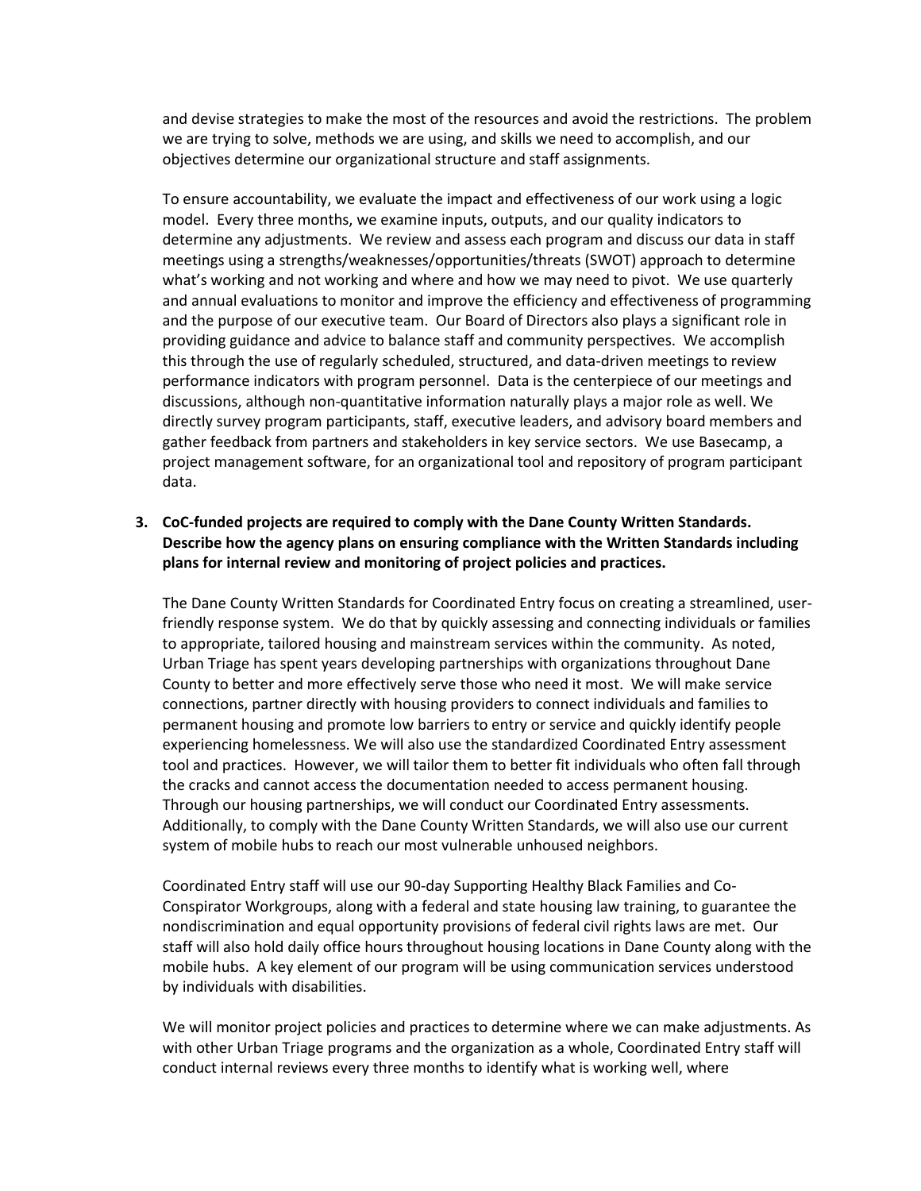and devise strategies to make the most of the resources and avoid the restrictions. The problem we are trying to solve, methods we are using, and skills we need to accomplish, and our objectives determine our organizational structure and staff assignments.

To ensure accountability, we evaluate the impact and effectiveness of our work using a logic model. Every three months, we examine inputs, outputs, and our quality indicators to determine any adjustments. We review and assess each program and discuss our data in staff meetings using a strengths/weaknesses/opportunities/threats (SWOT) approach to determine what's working and not working and where and how we may need to pivot. We use quarterly and annual evaluations to monitor and improve the efficiency and effectiveness of programming and the purpose of our executive team. Our Board of Directors also plays a significant role in providing guidance and advice to balance staff and community perspectives. We accomplish this through the use of regularly scheduled, structured, and data-driven meetings to review performance indicators with program personnel. Data is the centerpiece of our meetings and discussions, although non-quantitative information naturally plays a major role as well. We directly survey program participants, staff, executive leaders, and advisory board members and gather feedback from partners and stakeholders in key service sectors. We use Basecamp, a project management software, for an organizational tool and repository of program participant data.

3. **CoC-funded projects are required to comply with the Dane County Written Standards. Describe how the agency plans on ensuring compliance with the Written Standards including plans for internal review and monitoring of project policies and practices.**

The Dane County Written Standards for Coordinated Entry focus on creating a streamlined, user-friendly response system. We do that by quickly assessing and connecting individuals or families to appropriate, tailored housing and mainstream services within the community. As noted, Urban Triage has spent years developing partnerships with organizations throughout Dane County to better and more effectively serve those who need it most. We will make service connections, partner directly with housing providers to connect individuals and families to permanent housing and promote low barriers to entry or service and quickly identify people experiencing homelessness. We will also use the standardized Coordinated Entry assessment tool and practices. However, we will tailor them to better fit individuals who often fall through the cracks and cannot access the documentation needed to access permanent housing. Through our housing partnerships, we will conduct our Coordinated Entry assessments. Additionally, to comply with the Dane County Written Standards, we will also use our current system of mobile hubs to reach our most vulnerable unhoused neighbors.

Coordinated Entry staff will use our 90-day Supporting Healthy Black Families and Co-Conspirator Workgroups, along with a federal and state housing law training, to guarantee the nondiscrimination and equal opportunity provisions of federal civil rights laws are met. Our staff will also hold daily office hours throughout housing locations in Dane County along with the mobile hubs. A key element of our program will be using communication services understood by individuals with disabilities.

We will monitor project policies and practices to determine where we can make adjustments. As with other Urban Triage programs and the organization as a whole, Coordinated Entry staff will conduct internal reviews every three months to identify what is working well, where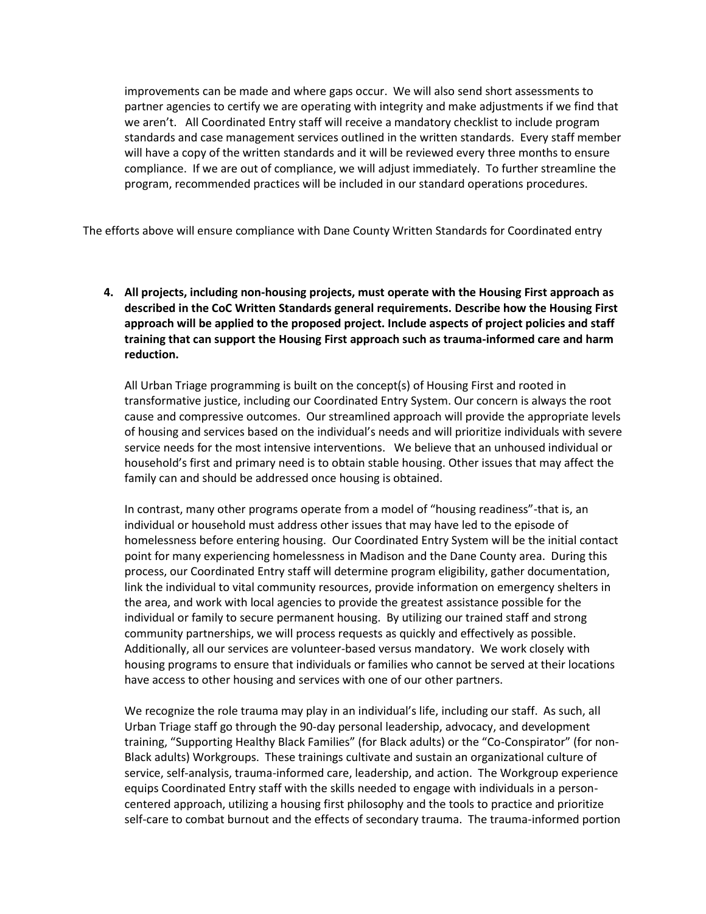improvements can be made and where gaps occur. We will also send short assessments to partner agencies to certify we are operating with integrity and make adjustments if we find that we aren't. All Coordinated Entry staff will receive a mandatory checklist to include program standards and case management services outlined in the written standards. Every staff member will have a copy of the written standards and it will be reviewed every three months to ensure compliance. If we are out of compliance, we will adjust immediately. To further streamline the program, recommended practices will be included in our standard operations procedures.

The efforts above will ensure compliance with Dane County Written Standards for Coordinated entry

4. **All projects, including non-housing projects, must operate with the Housing First approach as described in the CoC Written Standards general requirements. Describe how the Housing First approach will be applied to the proposed project. Include aspects of project policies and staff training that can support the Housing First approach such as trauma-informed care and harm reduction.**

   All Urban Triage programming is built on the concept(s) of Housing First and rooted in transformative justice, including our Coordinated Entry System. Our concern is always the root cause and compressive outcomes. Our streamlined approach will provide the appropriate levels of housing and services based on the individual's needs and will prioritize individuals with severe service needs for the most intensive interventions. We believe that an unhoused individual or household's first and primary need is to obtain stable housing. Other issues that may affect the family can and should be addressed once housing is obtained.

   In contrast, many other programs operate from a model of "housing readiness"-that is, an individual or household must address other issues that may have led to the episode of homelessness before entering housing. Our Coordinated Entry System will be the initial contact point for many experiencing homelessness in Madison and the Dane County area. During this process, our Coordinated Entry staff will determine program eligibility, gather documentation, link the individual to vital community resources, provide information on emergency shelters in the area, and work with local agencies to provide the greatest assistance possible for the individual or family to secure permanent housing. By utilizing our trained staff and strong community partnerships, we will process requests as quickly and effectively as possible. Additionally, all our services are volunteer-based versus mandatory. We work closely with housing programs to ensure that individuals or families who cannot be served at their locations have access to other housing and services with one of our other partners.

   We recognize the role trauma may play in an individual's life, including our staff. As such, all Urban Triage staff go through the 90-day personal leadership, advocacy, and development training, "Supporting Healthy Black Families" (for Black adults) or the "Co-Conspirator" (for non-Black adults) Workgroups. These trainings cultivate and sustain an organizational culture of service, self-analysis, trauma-informed care, leadership, and action. The Workgroup experience equips Coordinated Entry staff with the skills needed to engage with individuals in a person-centered approach, utilizing a housing first philosophy and the tools to practice and prioritize self-care to combat burnout and the effects of secondary trauma. The trauma-informed portion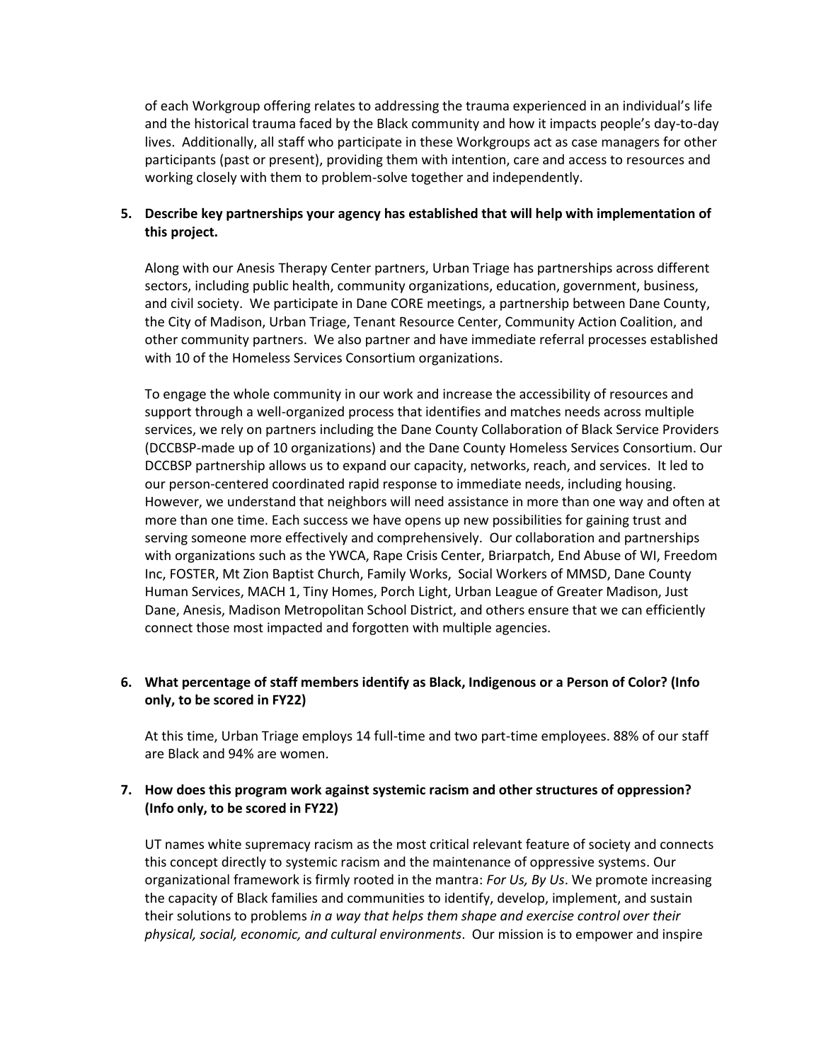of each Workgroup offering relates to addressing the trauma experienced in an individual's life and the historical trauma faced by the Black community and how it impacts people's day-to-day lives. Additionally, all staff who participate in these Workgroups act as case managers for other participants (past or present), providing them with intention, care and access to resources and working closely with them to problem-solve together and independently.

**5. Describe key partnerships your agency has established that will help with implementation of this project.**

Along with our Anesis Therapy Center partners, Urban Triage has partnerships across different sectors, including public health, community organizations, education, government, business, and civil society. We participate in Dane CORE meetings, a partnership between Dane County, the City of Madison, Urban Triage, Tenant Resource Center, Community Action Coalition, and other community partners. We also partner and have immediate referral processes established with 10 of the Homeless Services Consortium organizations.

To engage the whole community in our work and increase the accessibility of resources and support through a well-organized process that identifies and matches needs across multiple services, we rely on partners including the Dane County Collaboration of Black Service Providers (DCCBSP-made up of 10 organizations) and the Dane County Homeless Services Consortium. Our DCCBSP partnership allows us to expand our capacity, networks, reach, and services. It led to our person-centered coordinated rapid response to immediate needs, including housing. However, we understand that neighbors will need assistance in more than one way and often at more than one time. Each success we have opens up new possibilities for gaining trust and serving someone more effectively and comprehensively. Our collaboration and partnerships with organizations such as the YWCA, Rape Crisis Center, Briarpatch, End Abuse of WI, Freedom Inc, FOSTER, Mt Zion Baptist Church, Family Works, Social Workers of MMSD, Dane County Human Services, MACH 1, Tiny Homes, Porch Light, Urban League of Greater Madison, Just Dane, Anesis, Madison Metropolitan School District, and others ensure that we can efficiently connect those most impacted and forgotten with multiple agencies.

**6. What percentage of staff members identify as Black, Indigenous or a Person of Color? (Info only, to be scored in FY22)**

At this time, Urban Triage employs 14 full-time and two part-time employees. 88% of our staff are Black and 94% are women.

**7. How does this program work against systemic racism and other structures of oppression? (Info only, to be scored in FY22)**

UT names white supremacy racism as the most critical relevant feature of society and connects this concept directly to systemic racism and the maintenance of oppressive systems. Our organizational framework is firmly rooted in the mantra: *For Us, By Us*. We promote increasing the capacity of Black families and communities to identify, develop, implement, and sustain their solutions to problems *in a way that helps them shape and exercise control over their physical, social, economic, and cultural environments*. Our mission is to empower and inspire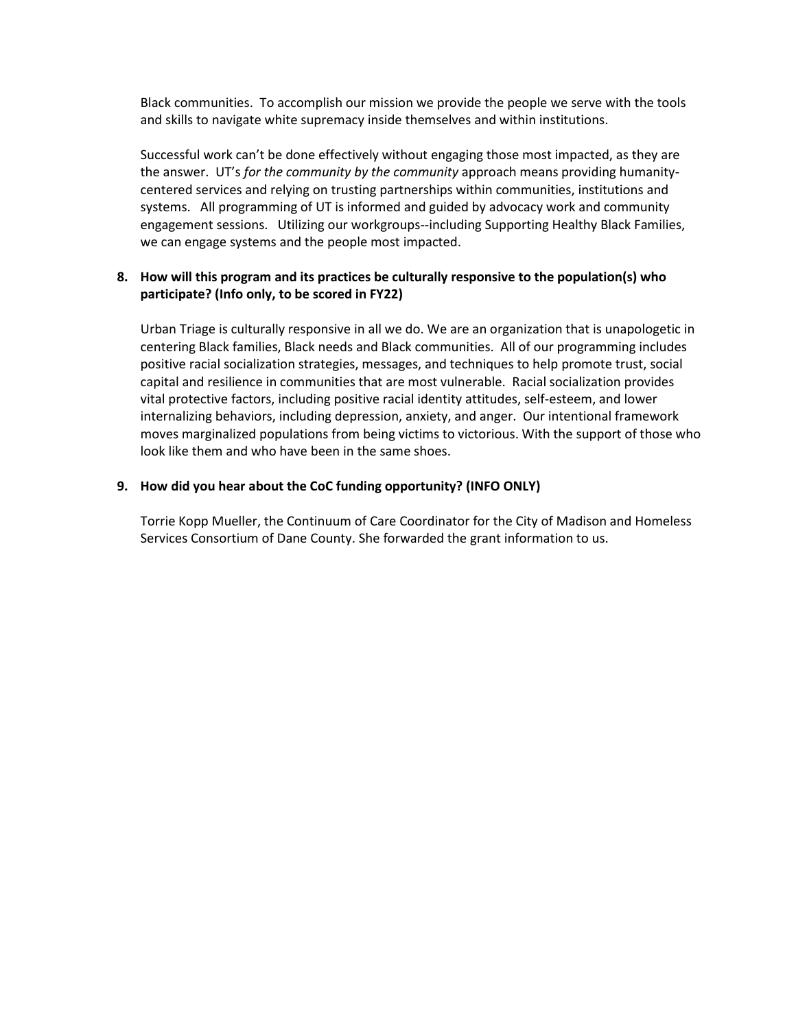Black communities. To accomplish our mission we provide the people we serve with the tools and skills to navigate white supremacy inside themselves and within institutions.

Successful work can't be done effectively without engaging those most impacted, as they are the answer. UT's *for the community by the community* approach means providing humanity-centered services and relying on trusting partnerships within communities, institutions and systems. All programming of UT is informed and guided by advocacy work and community engagement sessions. Utilizing our workgroups--including Supporting Healthy Black Families, we can engage systems and the people most impacted.

**8. How will this program and its practices be culturally responsive to the population(s) who participate? (Info only, to be scored in FY22)**

Urban Triage is culturally responsive in all we do. We are an organization that is unapologetic in centering Black families, Black needs and Black communities. All of our programming includes positive racial socialization strategies, messages, and techniques to help promote trust, social capital and resilience in communities that are most vulnerable. Racial socialization provides vital protective factors, including positive racial identity attitudes, self-esteem, and lower internalizing behaviors, including depression, anxiety, and anger. Our intentional framework moves marginalized populations from being victims to victorious. With the support of those who look like them and who have been in the same shoes.

**9. How did you hear about the CoC funding opportunity? (INFO ONLY)**

Torrie Kopp Mueller, the Continuum of Care Coordinator for the City of Madison and Homeless Services Consortium of Dane County. She forwarded the grant information to us.